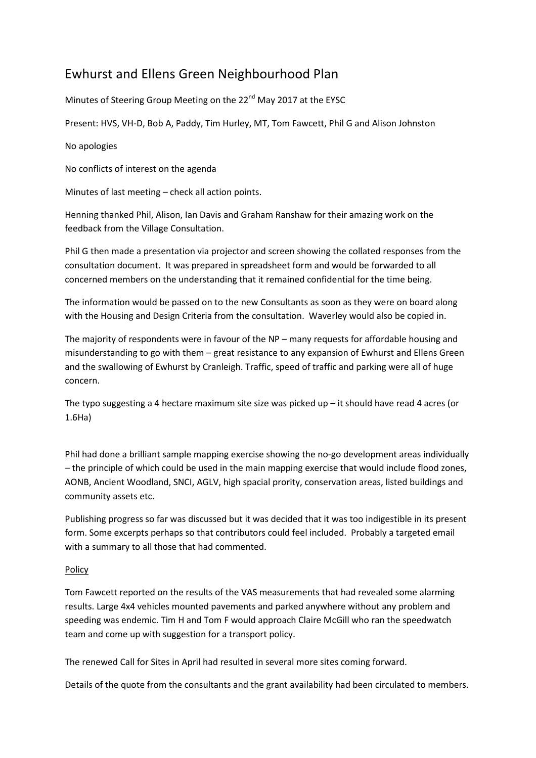# Ewhurst and Ellens Green Neighbourhood Plan

Minutes of Steering Group Meeting on the 22nd May 2017 at the EYSC

Present: HVS, VH-D, Bob A, Paddy, Tim Hurley, MT, Tom Fawcett, Phil G and Alison Johnston

No apologies

No conflicts of interest on the agenda

Minutes of last meeting – check all action points.

Henning thanked Phil, Alison, Ian Davis and Graham Ranshaw for their amazing work on the feedback from the Village Consultation.

Phil G then made a presentation via projector and screen showing the collated responses from the consultation document. It was prepared in spreadsheet form and would be forwarded to all concerned members on the understanding that it remained confidential for the time being.

The information would be passed on to the new Consultants as soon as they were on board along with the Housing and Design Criteria from the consultation. Waverley would also be copied in.

The majority of respondents were in favour of the NP – many requests for affordable housing and misunderstanding to go with them – great resistance to any expansion of Ewhurst and Ellens Green and the swallowing of Ewhurst by Cranleigh. Traffic, speed of traffic and parking were all of huge concern.

The typo suggesting a 4 hectare maximum site size was picked up – it should have read 4 acres (or 1.6Ha)

Phil had done a brilliant sample mapping exercise showing the no-go development areas individually – the principle of which could be used in the main mapping exercise that would include flood zones, AONB, Ancient Woodland, SNCI, AGLV, high spacial prority, conservation areas, listed buildings and community assets etc.

Publishing progress so far was discussed but it was decided that it was too indigestible in its present form. Some excerpts perhaps so that contributors could feel included. Probably a targeted email with a summary to all those that had commented.

<u>Policy</u>

Tom Fawcett reported on the results of the VAS measurements that had revealed some alarming results. Large 4x4 vehicles mounted pavements and parked anywhere without any problem and speeding was endemic. Tim H and Tom F would approach Claire McGill who ran the speedwatch team and come up with suggestion for a transport policy.

The renewed Call for Sites in April had resulted in several more sites coming forward.

Details of the quote from the consultants and the grant availability had been circulated to members.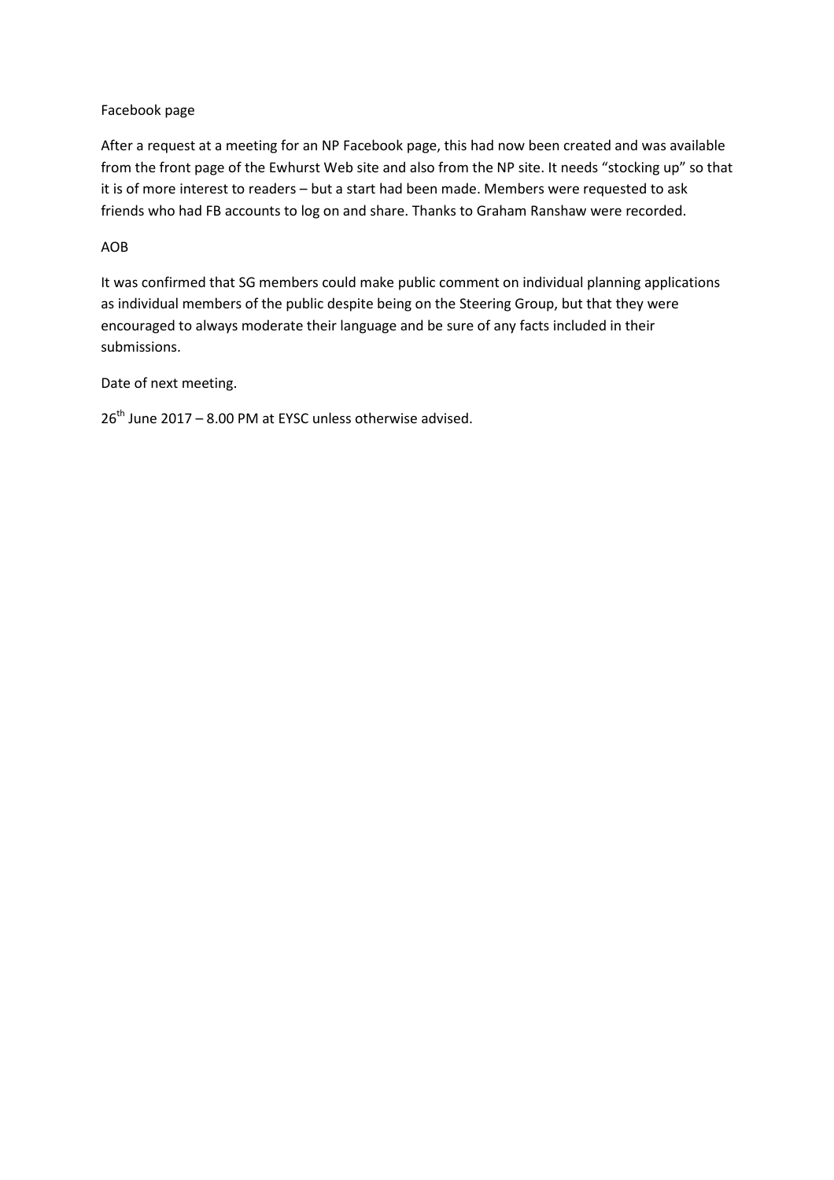Facebook page

After a request at a meeting for an NP Facebook page, this had now been created and was available from the front page of the Ewhurst Web site and also from the NP site. It needs "stocking up" so that it is of more interest to readers – but a start had been made. Members were requested to ask friends who had FB accounts to log on and share. Thanks to Graham Ranshaw were recorded.

AOB

It was confirmed that SG members could make public comment on individual planning applications as individual members of the public despite being on the Steering Group, but that they were encouraged to always moderate their language and be sure of any facts included in their submissions.

Date of next meeting.

26th June 2017 – 8.00 PM at EYSC unless otherwise advised.